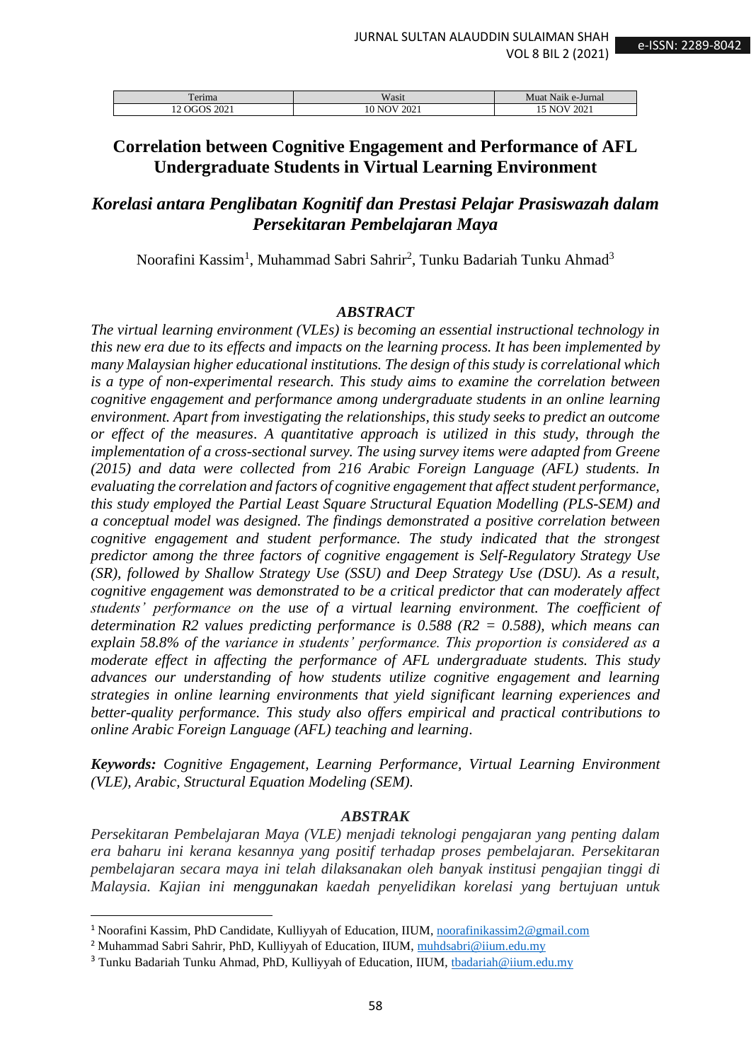| Terima | Wasit | Muat Naik e-Jurnal |
|---|---|---|
| 12 OGOS 2021 | 10 NOV 2021 | 15 NOV 2021 |

# Correlation between Cognitive Engagement and Performance of AFL Undergraduate Students in Virtual Learning Environment

## *Korelasi antara Penglibatan Kognitif dan Prestasi Pelajar Prasiswazah dalam Persekitaran Pembelajaran Maya*

Noorafini Kassim[1], Muhammad Sabri Sahrir[2], Tunku Badariah Tunku Ahmad[3]

### *ABSTRACT*

*The virtual learning environment (VLEs) is becoming an essential instructional technology in this new era due to its effects and impacts on the learning process. It has been implemented by many Malaysian higher educational institutions. The design of this study is correlational which is a type of non-experimental research. This study aims to examine the correlation between cognitive engagement and performance among undergraduate students in an online learning environment. Apart from investigating the relationships, this study seeks to predict an outcome or effect of the measures. A quantitative approach is utilized in this study, through the implementation of a cross-sectional survey. The using survey items were adapted from Greene (2015) and data were collected from 216 Arabic Foreign Language (AFL) students. In evaluating the correlation and factors of cognitive engagement that affect student performance, this study employed the Partial Least Square Structural Equation Modelling (PLS-SEM) and a conceptual model was designed. The findings demonstrated a positive correlation between cognitive engagement and student performance. The study indicated that the strongest predictor among the three factors of cognitive engagement is Self-Regulatory Strategy Use (SR), followed by Shallow Strategy Use (SSU) and Deep Strategy Use (DSU). As a result, cognitive engagement was demonstrated to be a critical predictor that can moderately affect students' performance on the use of a virtual learning environment. The coefficient of determination R2 values predicting performance is 0.588 ($R^2 = 0.588$), which means can explain 58.8% of the variance in students' performance. This proportion is considered as a moderate effect in affecting the performance of AFL undergraduate students. This study advances our understanding of how students utilize cognitive engagement and learning strategies in online learning environments that yield significant learning experiences and better-quality performance. This study also offers empirical and practical contributions to online Arabic Foreign Language (AFL) teaching and learning.*

***Keywords:*** *Cognitive Engagement, Learning Performance, Virtual Learning Environment (VLE), Arabic, Structural Equation Modeling (SEM).*

### *ABSTRAK*

*Persekitaran Pembelajaran Maya (VLE) menjadi teknologi pengajaran yang penting dalam era baharu ini kerana kesannya yang positif terhadap proses pembelajaran. Persekitaran pembelajaran secara maya ini telah dilaksanakan oleh banyak institusi pengajian tinggi di Malaysia. Kajian ini* menggunakan *kaedah penyelidikan korelasi yang bertujuan untuk*

---

[1] Noorafini Kassim, PhD Candidate, Kulliyyah of Education, IIUM, noorafinikassim2@gmail.com

[2] Muhammad Sabri Sahrir, PhD, Kulliyyah of Education, IIUM, muhdsabri@iium.edu.my

[3] Tunku Badariah Tunku Ahmad, PhD, Kulliyyah of Education, IIUM, tbadariah@iium.edu.my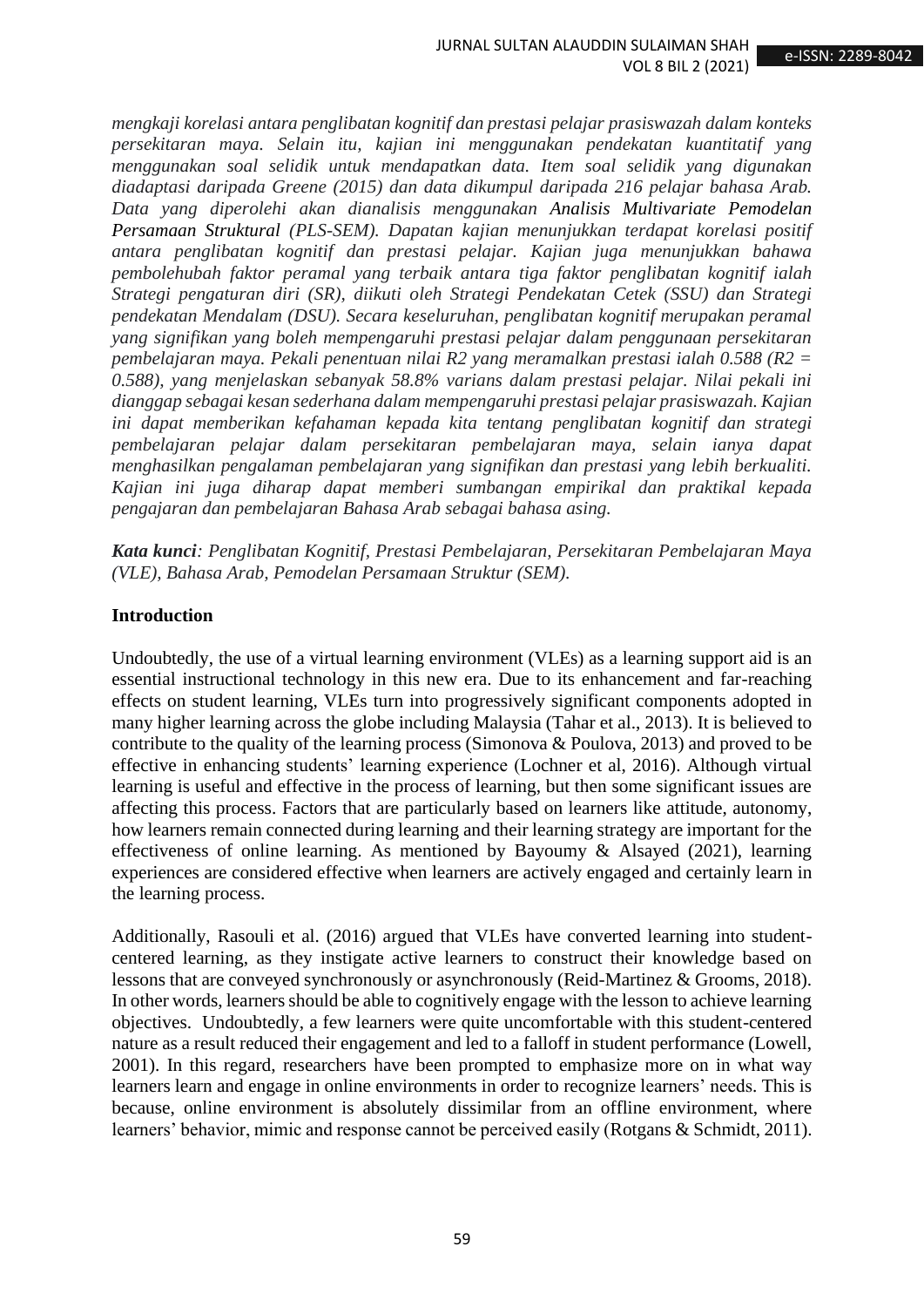*mengkaji korelasi antara penglibatan kognitif dan prestasi pelajar prasiswazah dalam konteks persekitaran maya. Selain itu, kajian ini menggunakan pendekatan kuantitatif yang menggunakan soal selidik untuk mendapatkan data. Item soal selidik yang digunakan diadaptasi daripada Greene (2015) dan data dikumpul daripada 216 pelajar bahasa Arab. Data yang diperolehi akan dianalisis menggunakan Analisis Multivariate Pemodelan Persamaan Struktural (PLS-SEM). Dapatan kajian menunjukkan terdapat korelasi positif antara penglibatan kognitif dan prestasi pelajar. Kajian juga menunjukkan bahawa pembolehubah faktor peramal yang terbaik antara tiga faktor penglibatan kognitif ialah Strategi pengaturan diri (SR), diikuti oleh Strategi Pendekatan Cetek (SSU) dan Strategi pendekatan Mendalam (DSU). Secara keseluruhan, penglibatan kognitif merupakan peramal yang signifikan yang boleh mempengaruhi prestasi pelajar dalam penggunaan persekitaran pembelajaran maya. Pekali penentuan nilai R2 yang meramalkan prestasi ialah 0.588 ($R^2$ = 0.588), yang menjelaskan sebanyak 58.8% varians dalam prestasi pelajar. Nilai pekali ini dianggap sebagai kesan sederhana dalam mempengaruhi prestasi pelajar prasiswazah. Kajian ini dapat memberikan kefahaman kepada kita tentang penglibatan kognitif dan strategi pembelajaran pelajar dalam persekitaran pembelajaran maya, selain ianya dapat menghasilkan pengalaman pembelajaran yang signifikan dan prestasi yang lebih berkualiti. Kajian ini juga diharap dapat memberi sumbangan empirikal dan praktikal kepada pengajaran dan pembelajaran Bahasa Arab sebagai bahasa asing.*

***Kata kunci****: Penglibatan Kognitif, Prestasi Pembelajaran, Persekitaran Pembelajaran Maya (VLE), Bahasa Arab, Pemodelan Persamaan Struktur (SEM).*

## Introduction

Undoubtedly, the use of a virtual learning environment (VLEs) as a learning support aid is an essential instructional technology in this new era. Due to its enhancement and far-reaching effects on student learning, VLEs turn into progressively significant components adopted in many higher learning across the globe including Malaysia (Tahar et al., 2013). It is believed to contribute to the quality of the learning process (Simonova & Poulova, 2013) and proved to be effective in enhancing students' learning experience (Lochner et al, 2016). Although virtual learning is useful and effective in the process of learning, but then some significant issues are affecting this process. Factors that are particularly based on learners like attitude, autonomy, how learners remain connected during learning and their learning strategy are important for the effectiveness of online learning. As mentioned by Bayoumy & Alsayed (2021), learning experiences are considered effective when learners are actively engaged and certainly learn in the learning process.

Additionally, Rasouli et al. (2016) argued that VLEs have converted learning into student-centered learning, as they instigate active learners to construct their knowledge based on lessons that are conveyed synchronously or asynchronously (Reid-Martinez & Grooms, 2018). In other words, learners should be able to cognitively engage with the lesson to achieve learning objectives. Undoubtedly, a few learners were quite uncomfortable with this student-centered nature as a result reduced their engagement and led to a falloff in student performance (Lowell, 2001). In this regard, researchers have been prompted to emphasize more on in what way learners learn and engage in online environments in order to recognize learners' needs. This is because, online environment is absolutely dissimilar from an offline environment, where learners' behavior, mimic and response cannot be perceived easily (Rotgans & Schmidt, 2011).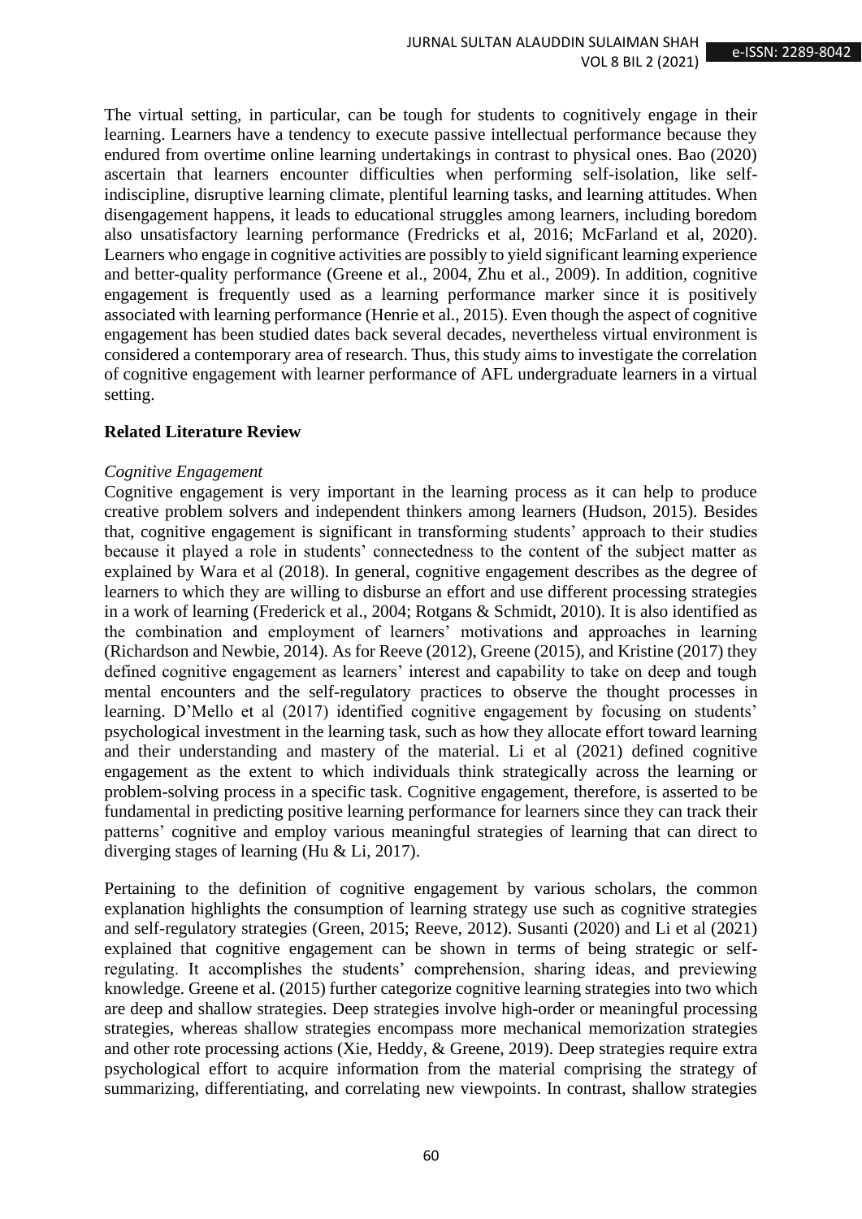The virtual setting, in particular, can be tough for students to cognitively engage in their learning. Learners have a tendency to execute passive intellectual performance because they endured from overtime online learning undertakings in contrast to physical ones. Bao (2020) ascertain that learners encounter difficulties when performing self-isolation, like self-indiscipline, disruptive learning climate, plentiful learning tasks, and learning attitudes. When disengagement happens, it leads to educational struggles among learners, including boredom also unsatisfactory learning performance (Fredricks et al, 2016; McFarland et al, 2020). Learners who engage in cognitive activities are possibly to yield significant learning experience and better-quality performance (Greene et al., 2004, Zhu et al., 2009). In addition, cognitive engagement is frequently used as a learning performance marker since it is positively associated with learning performance (Henrie et al., 2015). Even though the aspect of cognitive engagement has been studied dates back several decades, nevertheless virtual environment is considered a contemporary area of research. Thus, this study aims to investigate the correlation of cognitive engagement with learner performance of AFL undergraduate learners in a virtual setting.

## Related Literature Review

### *Cognitive Engagement*

Cognitive engagement is very important in the learning process as it can help to produce creative problem solvers and independent thinkers among learners (Hudson, 2015). Besides that, cognitive engagement is significant in transforming students' approach to their studies because it played a role in students' connectedness to the content of the subject matter as explained by Wara et al (2018). In general, cognitive engagement describes as the degree of learners to which they are willing to disburse an effort and use different processing strategies in a work of learning (Frederick et al., 2004; Rotgans & Schmidt, 2010). It is also identified as the combination and employment of learners' motivations and approaches in learning (Richardson and Newbie, 2014). As for Reeve (2012), Greene (2015), and Kristine (2017) they defined cognitive engagement as learners' interest and capability to take on deep and tough mental encounters and the self-regulatory practices to observe the thought processes in learning. D'Mello et al (2017) identified cognitive engagement by focusing on students' psychological investment in the learning task, such as how they allocate effort toward learning and their understanding and mastery of the material. Li et al (2021) defined cognitive engagement as the extent to which individuals think strategically across the learning or problem-solving process in a specific task. Cognitive engagement, therefore, is asserted to be fundamental in predicting positive learning performance for learners since they can track their patterns' cognitive and employ various meaningful strategies of learning that can direct to diverging stages of learning (Hu & Li, 2017).

Pertaining to the definition of cognitive engagement by various scholars, the common explanation highlights the consumption of learning strategy use such as cognitive strategies and self-regulatory strategies (Green, 2015; Reeve, 2012). Susanti (2020) and Li et al (2021) explained that cognitive engagement can be shown in terms of being strategic or self-regulating. It accomplishes the students' comprehension, sharing ideas, and previewing knowledge. Greene et al. (2015) further categorize cognitive learning strategies into two which are deep and shallow strategies. Deep strategies involve high-order or meaningful processing strategies, whereas shallow strategies encompass more mechanical memorization strategies and other rote processing actions (Xie, Heddy, & Greene, 2019). Deep strategies require extra psychological effort to acquire information from the material comprising the strategy of summarizing, differentiating, and correlating new viewpoints. In contrast, shallow strategies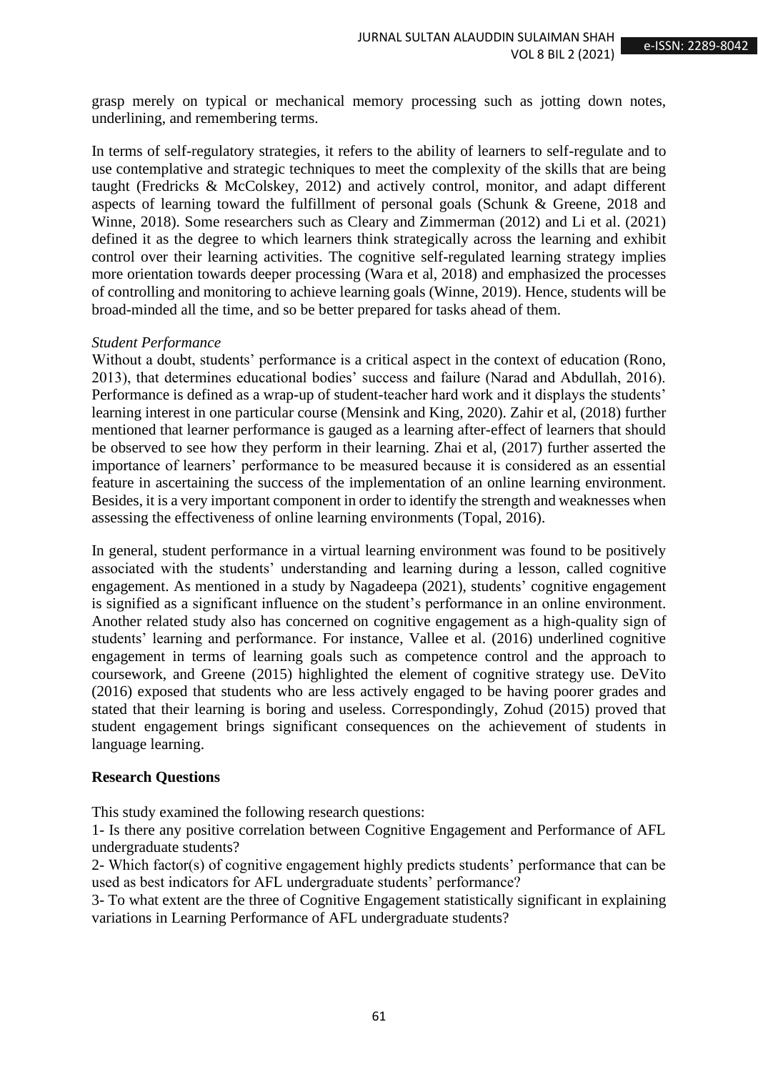grasp merely on typical or mechanical memory processing such as jotting down notes, underlining, and remembering terms.

In terms of self-regulatory strategies, it refers to the ability of learners to self-regulate and to use contemplative and strategic techniques to meet the complexity of the skills that are being taught (Fredricks & McColskey, 2012) and actively control, monitor, and adapt different aspects of learning toward the fulfillment of personal goals (Schunk & Greene, 2018 and Winne, 2018). Some researchers such as Cleary and Zimmerman (2012) and Li et al. (2021) defined it as the degree to which learners think strategically across the learning and exhibit control over their learning activities. The cognitive self-regulated learning strategy implies more orientation towards deeper processing (Wara et al, 2018) and emphasized the processes of controlling and monitoring to achieve learning goals (Winne, 2019). Hence, students will be broad-minded all the time, and so be better prepared for tasks ahead of them.

*Student Performance*

Without a doubt, students' performance is a critical aspect in the context of education (Rono, 2013), that determines educational bodies' success and failure (Narad and Abdullah, 2016). Performance is defined as a wrap-up of student-teacher hard work and it displays the students' learning interest in one particular course (Mensink and King, 2020). Zahir et al, (2018) further mentioned that learner performance is gauged as a learning after-effect of learners that should be observed to see how they perform in their learning. Zhai et al, (2017) further asserted the importance of learners' performance to be measured because it is considered as an essential feature in ascertaining the success of the implementation of an online learning environment. Besides, it is a very important component in order to identify the strength and weaknesses when assessing the effectiveness of online learning environments (Topal, 2016).

In general, student performance in a virtual learning environment was found to be positively associated with the students' understanding and learning during a lesson, called cognitive engagement. As mentioned in a study by Nagadeepa (2021), students' cognitive engagement is signified as a significant influence on the student's performance in an online environment. Another related study also has concerned on cognitive engagement as a high-quality sign of students' learning and performance. For instance, Vallee et al. (2016) underlined cognitive engagement in terms of learning goals such as competence control and the approach to coursework, and Greene (2015) highlighted the element of cognitive strategy use. DeVito (2016) exposed that students who are less actively engaged to be having poorer grades and stated that their learning is boring and useless. Correspondingly, Zohud (2015) proved that student engagement brings significant consequences on the achievement of students in language learning.

**Research Questions**

This study examined the following research questions:

1- Is there any positive correlation between Cognitive Engagement and Performance of AFL undergraduate students?

2- Which factor(s) of cognitive engagement highly predicts students' performance that can be used as best indicators for AFL undergraduate students' performance?

3- To what extent are the three of Cognitive Engagement statistically significant in explaining variations in Learning Performance of AFL undergraduate students?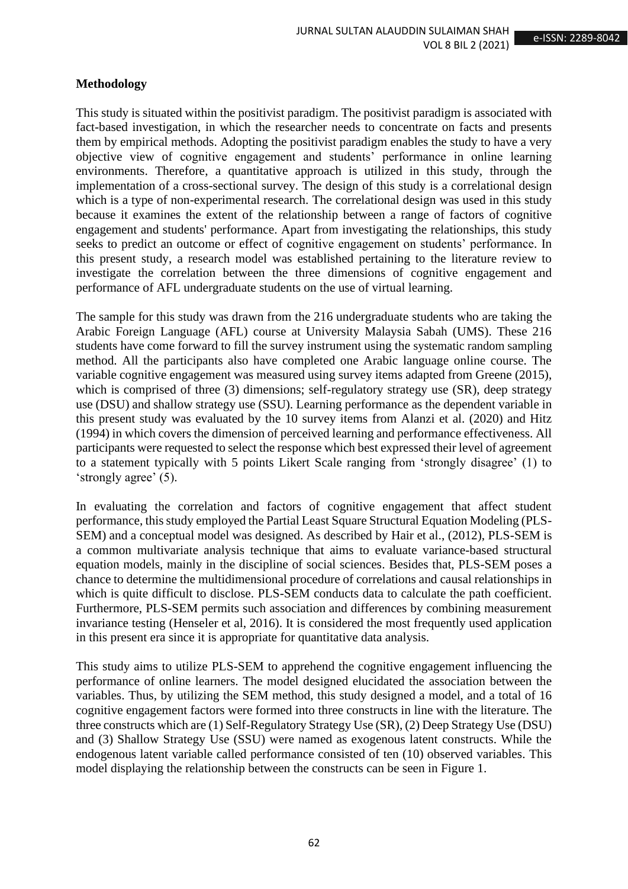**Methodology**

This study is situated within the positivist paradigm. The positivist paradigm is associated with fact-based investigation, in which the researcher needs to concentrate on facts and presents them by empirical methods. Adopting the positivist paradigm enables the study to have a very objective view of cognitive engagement and students' performance in online learning environments. Therefore, a quantitative approach is utilized in this study, through the implementation of a cross-sectional survey. The design of this study is a correlational design which is a type of non-experimental research. The correlational design was used in this study because it examines the extent of the relationship between a range of factors of cognitive engagement and students' performance. Apart from investigating the relationships, this study seeks to predict an outcome or effect of cognitive engagement on students' performance. In this present study, a research model was established pertaining to the literature review to investigate the correlation between the three dimensions of cognitive engagement and performance of AFL undergraduate students on the use of virtual learning.

The sample for this study was drawn from the 216 undergraduate students who are taking the Arabic Foreign Language (AFL) course at University Malaysia Sabah (UMS). These 216 students have come forward to fill the survey instrument using the systematic random sampling method. All the participants also have completed one Arabic language online course. The variable cognitive engagement was measured using survey items adapted from Greene (2015), which is comprised of three (3) dimensions; self-regulatory strategy use (SR), deep strategy use (DSU) and shallow strategy use (SSU). Learning performance as the dependent variable in this present study was evaluated by the 10 survey items from Alanzi et al. (2020) and Hitz (1994) in which covers the dimension of perceived learning and performance effectiveness. All participants were requested to select the response which best expressed their level of agreement to a statement typically with 5 points Likert Scale ranging from 'strongly disagree' (1) to 'strongly agree' (5).

In evaluating the correlation and factors of cognitive engagement that affect student performance, this study employed the Partial Least Square Structural Equation Modeling (PLS-SEM) and a conceptual model was designed. As described by Hair et al., (2012), PLS-SEM is a common multivariate analysis technique that aims to evaluate variance-based structural equation models, mainly in the discipline of social sciences. Besides that, PLS-SEM poses a chance to determine the multidimensional procedure of correlations and causal relationships in which is quite difficult to disclose. PLS-SEM conducts data to calculate the path coefficient. Furthermore, PLS-SEM permits such association and differences by combining measurement invariance testing (Henseler et al, 2016). It is considered the most frequently used application in this present era since it is appropriate for quantitative data analysis.

This study aims to utilize PLS-SEM to apprehend the cognitive engagement influencing the performance of online learners. The model designed elucidated the association between the variables. Thus, by utilizing the SEM method, this study designed a model, and a total of 16 cognitive engagement factors were formed into three constructs in line with the literature. The three constructs which are (1) Self-Regulatory Strategy Use (SR), (2) Deep Strategy Use (DSU) and (3) Shallow Strategy Use (SSU) were named as exogenous latent constructs. While the endogenous latent variable called performance consisted of ten (10) observed variables. This model displaying the relationship between the constructs can be seen in Figure 1.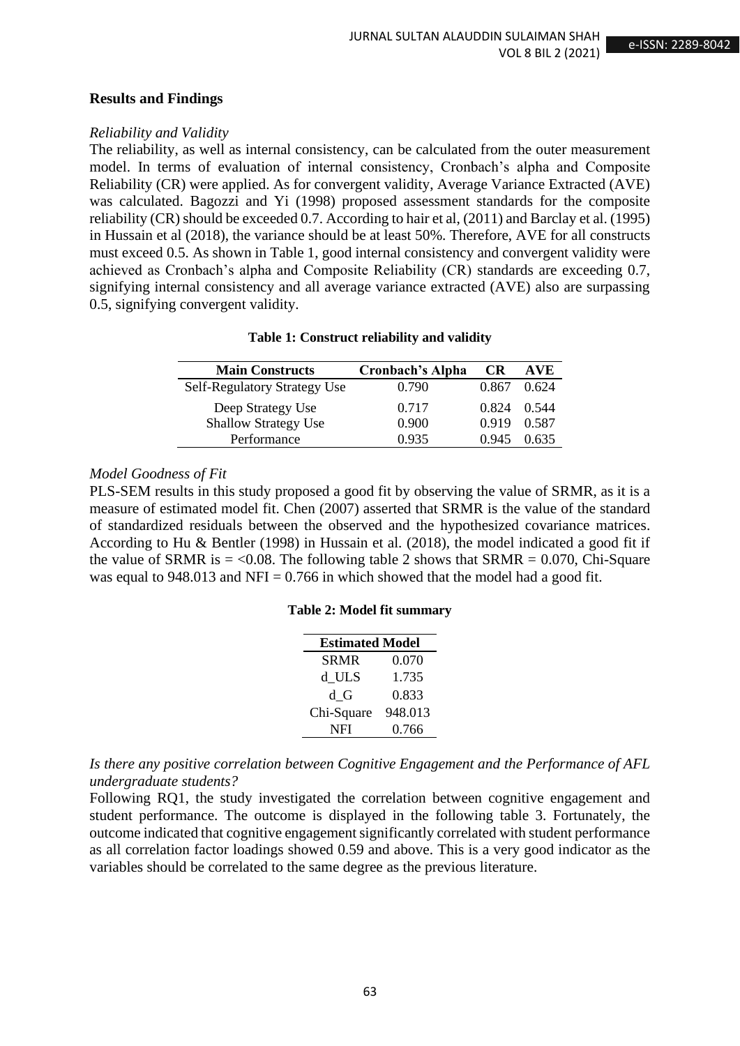## Results and Findings

*Reliability and Validity*

The reliability, as well as internal consistency, can be calculated from the outer measurement model. In terms of evaluation of internal consistency, Cronbach's alpha and Composite Reliability (CR) were applied. As for convergent validity, Average Variance Extracted (AVE) was calculated. Bagozzi and Yi (1998) proposed assessment standards for the composite reliability (CR) should be exceeded 0.7. According to hair et al, (2011) and Barclay et al. (1995) in Hussain et al (2018), the variance should be at least 50%. Therefore, AVE for all constructs must exceed 0.5. As shown in Table 1, good internal consistency and convergent validity were achieved as Cronbach's alpha and Composite Reliability (CR) standards are exceeding 0.7, signifying internal consistency and all average variance extracted (AVE) also are surpassing 0.5, signifying convergent validity.

**Table 1: Construct reliability and validity**

| Main Constructs | Cronbach's Alpha | CR | AVE |
|---|---|---|---|
| Self-Regulatory Strategy Use | 0.790 | 0.867 | 0.624 |
| Deep Strategy Use | 0.717 | 0.824 | 0.544 |
| Shallow Strategy Use | 0.900 | 0.919 | 0.587 |
| Performance | 0.935 | 0.945 | 0.635 |

*Model Goodness of Fit*

PLS-SEM results in this study proposed a good fit by observing the value of SRMR, as it is a measure of estimated model fit. Chen (2007) asserted that SRMR is the value of the standard of standardized residuals between the observed and the hypothesized covariance matrices. According to Hu & Bentler (1998) in Hussain et al. (2018), the model indicated a good fit if the value of SRMR is = <0.08. The following table 2 shows that SRMR = 0.070, Chi-Square was equal to 948.013 and NFI = 0.766 in which showed that the model had a good fit.

**Table 2: Model fit summary**

| Estimated Model | |
|---|---|
| SRMR | 0.070 |
| d_ULS | 1.735 |
| d_G | 0.833 |
| Chi-Square | 948.013 |
| NFI | 0.766 |

*Is there any positive correlation between Cognitive Engagement and the Performance of AFL undergraduate students?*

Following RQ1, the study investigated the correlation between cognitive engagement and student performance. The outcome is displayed in the following table 3. Fortunately, the outcome indicated that cognitive engagement significantly correlated with student performance as all correlation factor loadings showed 0.59 and above. This is a very good indicator as the variables should be correlated to the same degree as the previous literature.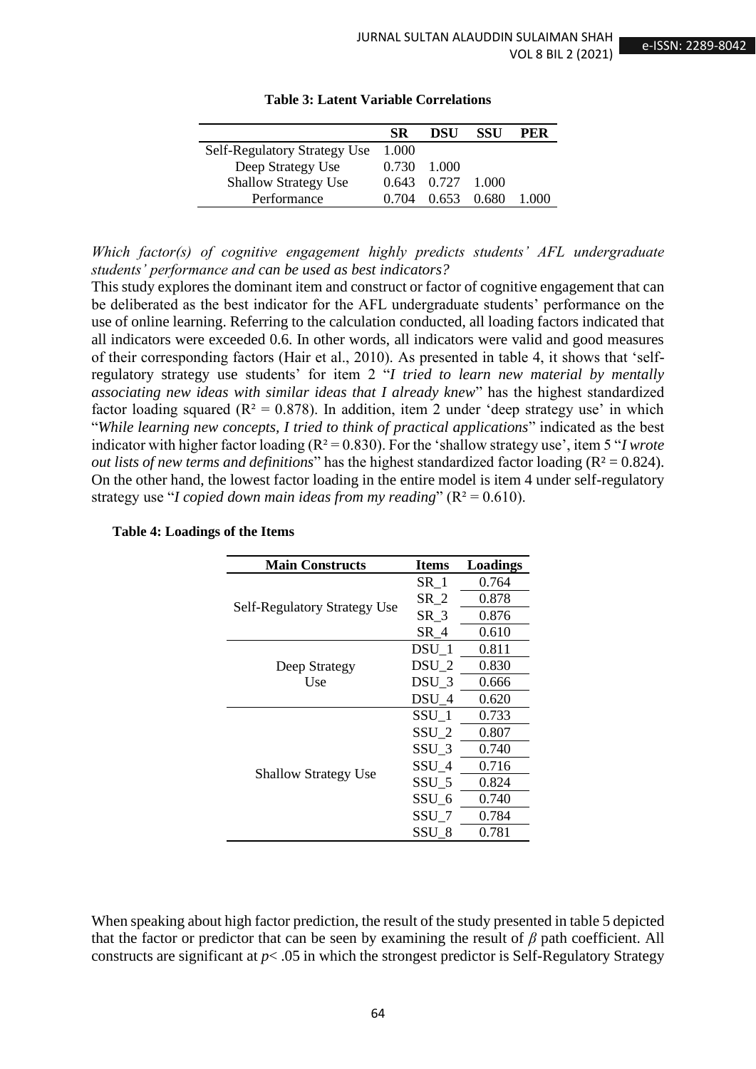**Table 3: Latent Variable Correlations**

| | SR | DSU | SSU | PER |
|---|---|---|---|---|
| Self-Regulatory Strategy Use | 1.000 | | | |
| Deep Strategy Use | 0.730 | 1.000 | | |
| Shallow Strategy Use | 0.643 | 0.727 | 1.000 | |
| Performance | 0.704 | 0.653 | 0.680 | 1.000 |

*Which factor(s) of cognitive engagement highly predicts students' AFL undergraduate students' performance and can be used as best indicators?*

This study explores the dominant item and construct or factor of cognitive engagement that can be deliberated as the best indicator for the AFL undergraduate students' performance on the use of online learning. Referring to the calculation conducted, all loading factors indicated that all indicators were exceeded 0.6. In other words, all indicators were valid and good measures of their corresponding factors (Hair et al., 2010). As presented in table 4, it shows that 'self-regulatory strategy use students' for item 2 "*I tried to learn new material by mentally associating new ideas with similar ideas that I already knew*" has the highest standardized factor loading squared ($R^2 = 0.878$). In addition, item 2 under 'deep strategy use' in which "*While learning new concepts, I tried to think of practical applications*" indicated as the best indicator with higher factor loading ($R^2 = 0.830$). For the 'shallow strategy use', item 5 "*I wrote out lists of new terms and definitions*" has the highest standardized factor loading ($R^2 = 0.824$). On the other hand, the lowest factor loading in the entire model is item 4 under self-regulatory strategy use "*I copied down main ideas from my reading*" ($R^2 = 0.610$).

**Table 4: Loadings of the Items**

| Main Constructs | Items | Loadings |
|---|---|---|
| Self-Regulatory Strategy Use | SR_1 | 0.764 |
| | SR_2 | 0.878 |
| | SR_3 | 0.876 |
| | SR_4 | 0.610 |
| Deep Strategy Use | DSU_1 | 0.811 |
| | DSU_2 | 0.830 |
| | DSU_3 | 0.666 |
| | DSU_4 | 0.620 |
| Shallow Strategy Use | SSU_1 | 0.733 |
| | SSU_2 | 0.807 |
| | SSU_3 | 0.740 |
| | SSU_4 | 0.716 |
| | SSU_5 | 0.824 |
| | SSU_6 | 0.740 |
| | SSU_7 | 0.784 |
| | SSU_8 | 0.781 |

When speaking about high factor prediction, the result of the study presented in table 5 depicted that the factor or predictor that can be seen by examining the result of $\beta$ path coefficient. All constructs are significant at $p < .05$ in which the strongest predictor is Self-Regulatory Strategy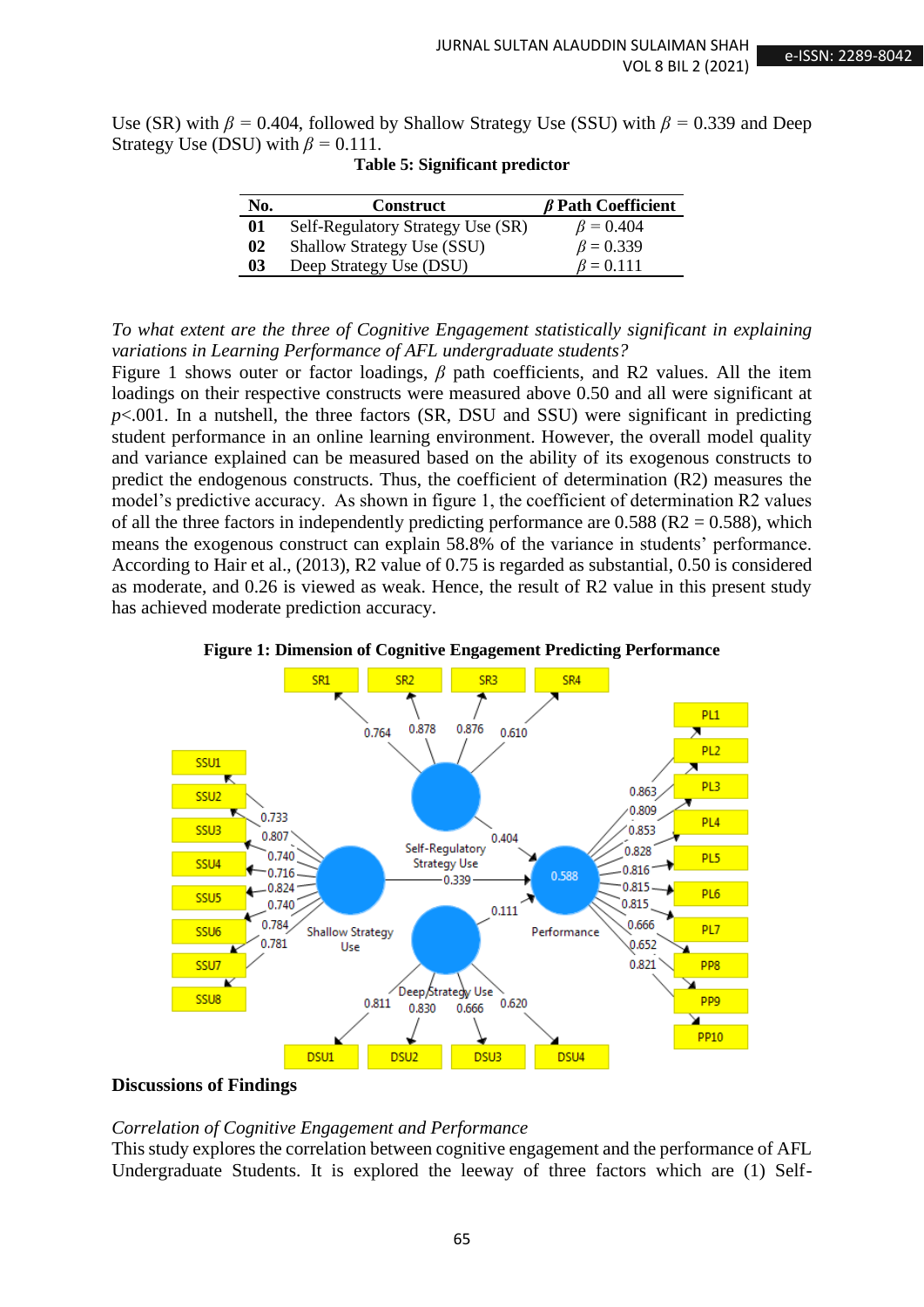Use (SR) with $\beta$ = 0.404, followed by Shallow Strategy Use (SSU) with $\beta$ = 0.339 and Deep Strategy Use (DSU) with $\beta$ = 0.111.

**Table 5: Significant predictor**

| No. | Construct | $\beta$ Path Coefficient |
|---|---|---|
| **01** | Self-Regulatory Strategy Use (SR) | $\beta$ = 0.404 |
| **02** | Shallow Strategy Use (SSU) | $\beta$ = 0.339 |
| **03** | Deep Strategy Use (DSU) | $\beta$ = 0.111 |

*To what extent are the three of Cognitive Engagement statistically significant in explaining variations in Learning Performance of AFL undergraduate students?*

Figure 1 shows outer or factor loadings, $\beta$ path coefficients, and R2 values. All the item loadings on their respective constructs were measured above 0.50 and all were significant at $p$<.001. In a nutshell, the three factors (SR, DSU and SSU) were significant in predicting student performance in an online learning environment. However, the overall model quality and variance explained can be measured based on the ability of its exogenous constructs to predict the endogenous constructs. Thus, the coefficient of determination (R2) measures the model's predictive accuracy. As shown in figure 1, the coefficient of determination R2 values of all the three factors in independently predicting performance are 0.588 (R2 = 0.588), which means the exogenous construct can explain 58.8% of the variance in students' performance. According to Hair et al., (2013), R2 value of 0.75 is regarded as substantial, 0.50 is considered as moderate, and 0.26 is viewed as weak. Hence, the result of R2 value in this present study has achieved moderate prediction accuracy.

**Figure 1: Dimension of Cognitive Engagement Predicting Performance**

## Discussions of Findings

*Correlation of Cognitive Engagement and Performance*

This study explores the correlation between cognitive engagement and the performance of AFL Undergraduate Students. It is explored the leeway of three factors which are (1) Self-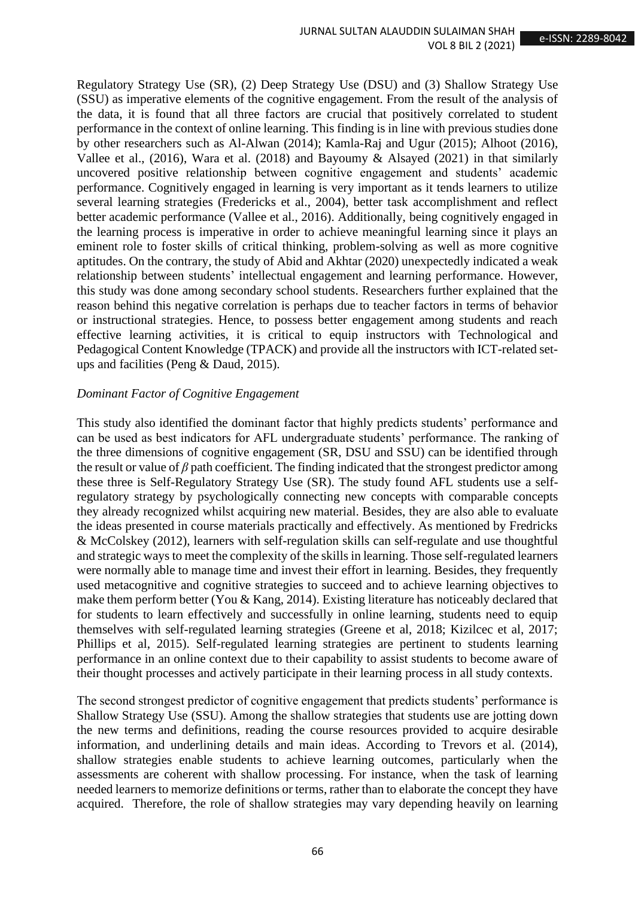Regulatory Strategy Use (SR), (2) Deep Strategy Use (DSU) and (3) Shallow Strategy Use (SSU) as imperative elements of the cognitive engagement. From the result of the analysis of the data, it is found that all three factors are crucial that positively correlated to student performance in the context of online learning. This finding is in line with previous studies done by other researchers such as Al-Alwan (2014); Kamla-Raj and Ugur (2015); Alhoot (2016), Vallee et al., (2016), Wara et al. (2018) and Bayoumy & Alsayed (2021) in that similarly uncovered positive relationship between cognitive engagement and students' academic performance. Cognitively engaged in learning is very important as it tends learners to utilize several learning strategies (Fredericks et al., 2004), better task accomplishment and reflect better academic performance (Vallee et al., 2016). Additionally, being cognitively engaged in the learning process is imperative in order to achieve meaningful learning since it plays an eminent role to foster skills of critical thinking, problem-solving as well as more cognitive aptitudes. On the contrary, the study of Abid and Akhtar (2020) unexpectedly indicated a weak relationship between students' intellectual engagement and learning performance. However, this study was done among secondary school students. Researchers further explained that the reason behind this negative correlation is perhaps due to teacher factors in terms of behavior or instructional strategies. Hence, to possess better engagement among students and reach effective learning activities, it is critical to equip instructors with Technological and Pedagogical Content Knowledge (TPACK) and provide all the instructors with ICT-related set-ups and facilities (Peng & Daud, 2015).

*Dominant Factor of Cognitive Engagement*

This study also identified the dominant factor that highly predicts students' performance and can be used as best indicators for AFL undergraduate students' performance. The ranking of the three dimensions of cognitive engagement (SR, DSU and SSU) can be identified through the result or value of $\beta$ path coefficient. The finding indicated that the strongest predictor among these three is Self-Regulatory Strategy Use (SR). The study found AFL students use a self-regulatory strategy by psychologically connecting new concepts with comparable concepts they already recognized whilst acquiring new material. Besides, they are also able to evaluate the ideas presented in course materials practically and effectively. As mentioned by Fredricks & McColskey (2012), learners with self-regulation skills can self-regulate and use thoughtful and strategic ways to meet the complexity of the skills in learning. Those self-regulated learners were normally able to manage time and invest their effort in learning. Besides, they frequently used metacognitive and cognitive strategies to succeed and to achieve learning objectives to make them perform better (You & Kang, 2014). Existing literature has noticeably declared that for students to learn effectively and successfully in online learning, students need to equip themselves with self-regulated learning strategies (Greene et al, 2018; Kizilcec et al, 2017; Phillips et al, 2015). Self-regulated learning strategies are pertinent to students learning performance in an online context due to their capability to assist students to become aware of their thought processes and actively participate in their learning process in all study contexts.

The second strongest predictor of cognitive engagement that predicts students' performance is Shallow Strategy Use (SSU). Among the shallow strategies that students use are jotting down the new terms and definitions, reading the course resources provided to acquire desirable information, and underlining details and main ideas. According to Trevors et al. (2014), shallow strategies enable students to achieve learning outcomes, particularly when the assessments are coherent with shallow processing. For instance, when the task of learning needed learners to memorize definitions or terms, rather than to elaborate the concept they have acquired. Therefore, the role of shallow strategies may vary depending heavily on learning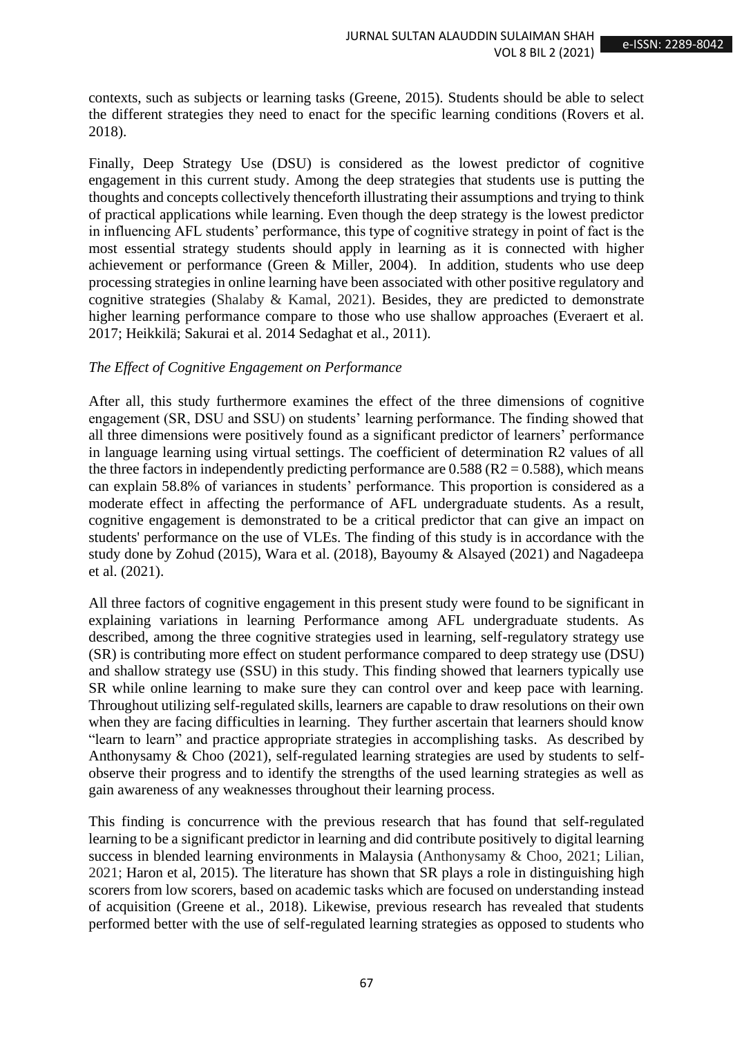contexts, such as subjects or learning tasks (Greene, 2015). Students should be able to select the different strategies they need to enact for the specific learning conditions (Rovers et al. 2018).

Finally, Deep Strategy Use (DSU) is considered as the lowest predictor of cognitive engagement in this current study. Among the deep strategies that students use is putting the thoughts and concepts collectively thenceforth illustrating their assumptions and trying to think of practical applications while learning. Even though the deep strategy is the lowest predictor in influencing AFL students' performance, this type of cognitive strategy in point of fact is the most essential strategy students should apply in learning as it is connected with higher achievement or performance (Green & Miller, 2004). In addition, students who use deep processing strategies in online learning have been associated with other positive regulatory and cognitive strategies (Shalaby & Kamal, 2021). Besides, they are predicted to demonstrate higher learning performance compare to those who use shallow approaches (Everaert et al. 2017; Heikkilä; Sakurai et al. 2014 Sedaghat et al., 2011).

*The Effect of Cognitive Engagement on Performance*

After all, this study furthermore examines the effect of the three dimensions of cognitive engagement (SR, DSU and SSU) on students' learning performance. The finding showed that all three dimensions were positively found as a significant predictor of learners' performance in language learning using virtual settings. The coefficient of determination R2 values of all the three factors in independently predicting performance are 0.588 ($R^2 = 0.588$), which means can explain 58.8% of variances in students' performance. This proportion is considered as a moderate effect in affecting the performance of AFL undergraduate students. As a result, cognitive engagement is demonstrated to be a critical predictor that can give an impact on students' performance on the use of VLEs. The finding of this study is in accordance with the study done by Zohud (2015), Wara et al. (2018), Bayoumy & Alsayed (2021) and Nagadeepa et al. (2021).

All three factors of cognitive engagement in this present study were found to be significant in explaining variations in learning Performance among AFL undergraduate students. As described, among the three cognitive strategies used in learning, self-regulatory strategy use (SR) is contributing more effect on student performance compared to deep strategy use (DSU) and shallow strategy use (SSU) in this study. This finding showed that learners typically use SR while online learning to make sure they can control over and keep pace with learning. Throughout utilizing self-regulated skills, learners are capable to draw resolutions on their own when they are facing difficulties in learning. They further ascertain that learners should know "learn to learn" and practice appropriate strategies in accomplishing tasks. As described by Anthonysamy & Choo (2021), self-regulated learning strategies are used by students to self-observe their progress and to identify the strengths of the used learning strategies as well as gain awareness of any weaknesses throughout their learning process.

This finding is concurrence with the previous research that has found that self-regulated learning to be a significant predictor in learning and did contribute positively to digital learning success in blended learning environments in Malaysia (Anthonysamy & Choo, 2021; Lilian, 2021; Haron et al, 2015). The literature has shown that SR plays a role in distinguishing high scorers from low scorers, based on academic tasks which are focused on understanding instead of acquisition (Greene et al., 2018). Likewise, previous research has revealed that students performed better with the use of self-regulated learning strategies as opposed to students who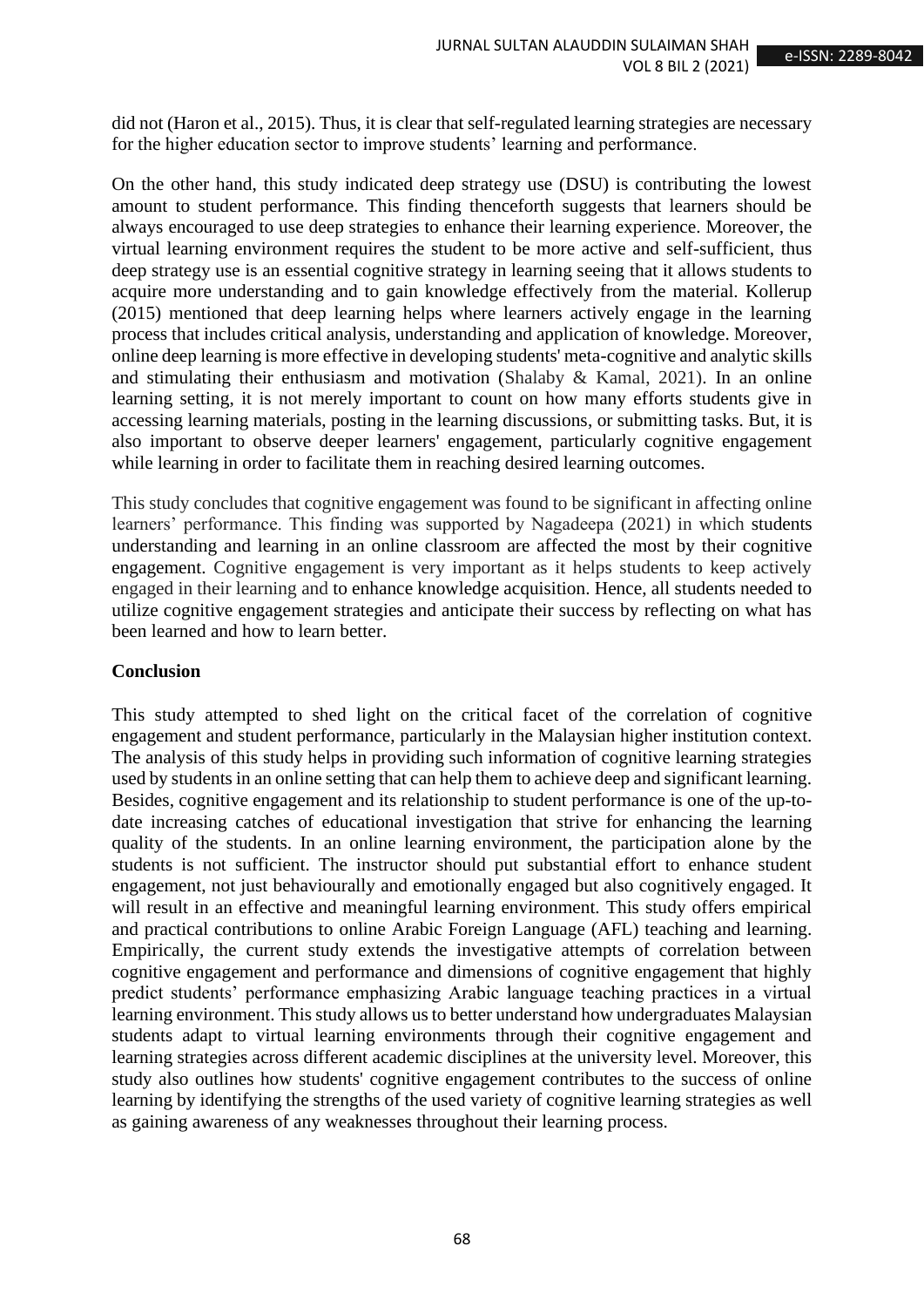did not (Haron et al., 2015). Thus, it is clear that self-regulated learning strategies are necessary for the higher education sector to improve students' learning and performance.

On the other hand, this study indicated deep strategy use (DSU) is contributing the lowest amount to student performance. This finding thenceforth suggests that learners should be always encouraged to use deep strategies to enhance their learning experience. Moreover, the virtual learning environment requires the student to be more active and self-sufficient, thus deep strategy use is an essential cognitive strategy in learning seeing that it allows students to acquire more understanding and to gain knowledge effectively from the material. Kollerup (2015) mentioned that deep learning helps where learners actively engage in the learning process that includes critical analysis, understanding and application of knowledge. Moreover, online deep learning is more effective in developing students' meta-cognitive and analytic skills and stimulating their enthusiasm and motivation (Shalaby & Kamal, 2021). In an online learning setting, it is not merely important to count on how many efforts students give in accessing learning materials, posting in the learning discussions, or submitting tasks. But, it is also important to observe deeper learners' engagement, particularly cognitive engagement while learning in order to facilitate them in reaching desired learning outcomes.

This study concludes that cognitive engagement was found to be significant in affecting online learners' performance. This finding was supported by Nagadeepa (2021) in which students understanding and learning in an online classroom are affected the most by their cognitive engagement. Cognitive engagement is very important as it helps students to keep actively engaged in their learning and to enhance knowledge acquisition. Hence, all students needed to utilize cognitive engagement strategies and anticipate their success by reflecting on what has been learned and how to learn better.

## Conclusion

This study attempted to shed light on the critical facet of the correlation of cognitive engagement and student performance, particularly in the Malaysian higher institution context. The analysis of this study helps in providing such information of cognitive learning strategies used by students in an online setting that can help them to achieve deep and significant learning. Besides, cognitive engagement and its relationship to student performance is one of the up-to-date increasing catches of educational investigation that strive for enhancing the learning quality of the students. In an online learning environment, the participation alone by the students is not sufficient. The instructor should put substantial effort to enhance student engagement, not just behaviourally and emotionally engaged but also cognitively engaged. It will result in an effective and meaningful learning environment. This study offers empirical and practical contributions to online Arabic Foreign Language (AFL) teaching and learning. Empirically, the current study extends the investigative attempts of correlation between cognitive engagement and performance and dimensions of cognitive engagement that highly predict students' performance emphasizing Arabic language teaching practices in a virtual learning environment. This study allows us to better understand how undergraduates Malaysian students adapt to virtual learning environments through their cognitive engagement and learning strategies across different academic disciplines at the university level. Moreover, this study also outlines how students' cognitive engagement contributes to the success of online learning by identifying the strengths of the used variety of cognitive learning strategies as well as gaining awareness of any weaknesses throughout their learning process.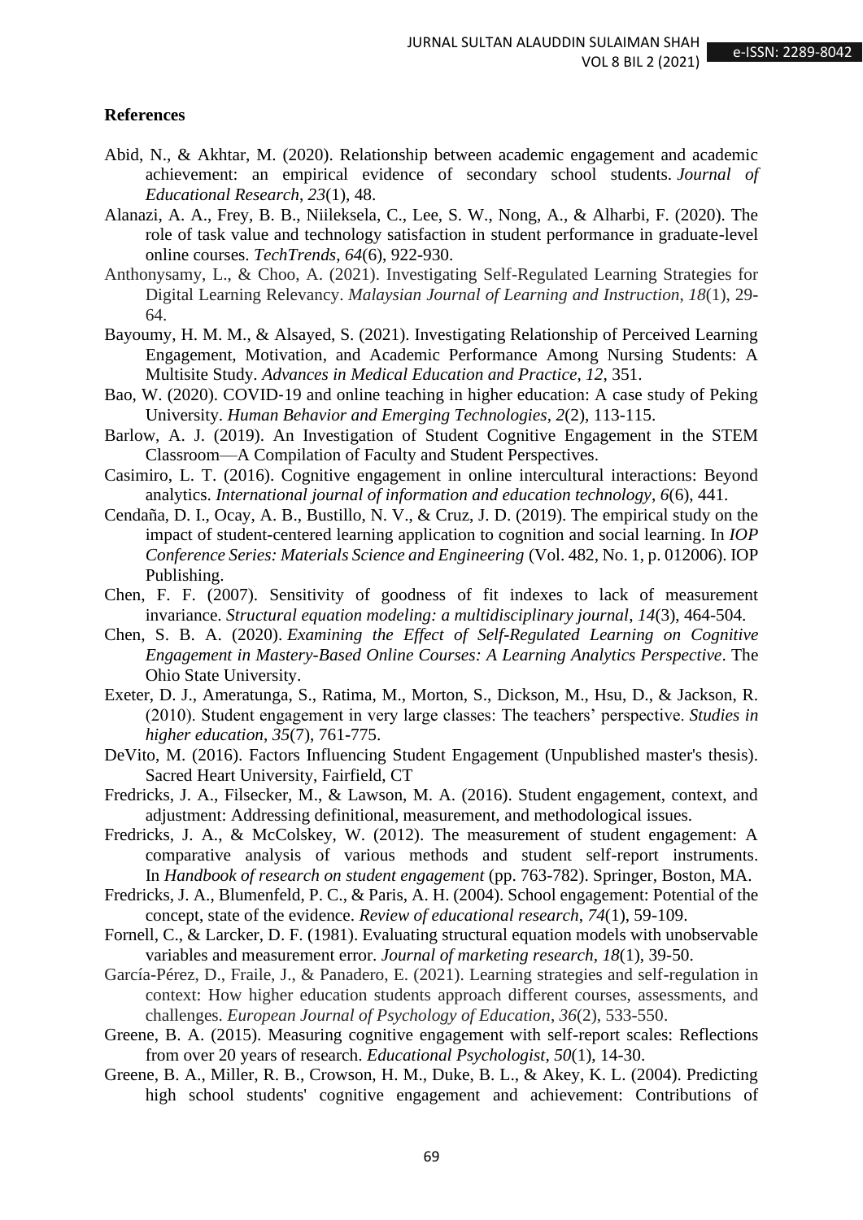**References**

Abid, N., & Akhtar, M. (2020). Relationship between academic engagement and academic achievement: an empirical evidence of secondary school students. *Journal of Educational Research*, *23*(1), 48.

Alanazi, A. A., Frey, B. B., Niileksela, C., Lee, S. W., Nong, A., & Alharbi, F. (2020). The role of task value and technology satisfaction in student performance in graduate-level online courses. *TechTrends*, *64*(6), 922-930.

Anthonysamy, L., & Choo, A. (2021). Investigating Self-Regulated Learning Strategies for Digital Learning Relevancy. *Malaysian Journal of Learning and Instruction*, *18*(1), 29-64.

Bayoumy, H. M. M., & Alsayed, S. (2021). Investigating Relationship of Perceived Learning Engagement, Motivation, and Academic Performance Among Nursing Students: A Multisite Study. *Advances in Medical Education and Practice*, *12*, 351.

Bao, W. (2020). COVID-19 and online teaching in higher education: A case study of Peking University. *Human Behavior and Emerging Technologies*, *2*(2), 113-115.

Barlow, A. J. (2019). An Investigation of Student Cognitive Engagement in the STEM Classroom—A Compilation of Faculty and Student Perspectives.

Casimiro, L. T. (2016). Cognitive engagement in online intercultural interactions: Beyond analytics. *International journal of information and education technology*, *6*(6), 441.

Cendaña, D. I., Ocay, A. B., Bustillo, N. V., & Cruz, J. D. (2019). The empirical study on the impact of student-centered learning application to cognition and social learning. In *IOP Conference Series: Materials Science and Engineering* (Vol. 482, No. 1, p. 012006). IOP Publishing.

Chen, F. F. (2007). Sensitivity of goodness of fit indexes to lack of measurement invariance. *Structural equation modeling: a multidisciplinary journal*, *14*(3), 464-504.

Chen, S. B. A. (2020). *Examining the Effect of Self-Regulated Learning on Cognitive Engagement in Mastery-Based Online Courses: A Learning Analytics Perspective*. The Ohio State University.

Exeter, D. J., Ameratunga, S., Ratima, M., Morton, S., Dickson, M., Hsu, D., & Jackson, R. (2010). Student engagement in very large classes: The teachers' perspective. *Studies in higher education*, *35*(7), 761-775.

DeVito, M. (2016). Factors Influencing Student Engagement (Unpublished master's thesis). Sacred Heart University, Fairfield, CT

Fredricks, J. A., Filsecker, M., & Lawson, M. A. (2016). Student engagement, context, and adjustment: Addressing definitional, measurement, and methodological issues.

Fredricks, J. A., & McColskey, W. (2012). The measurement of student engagement: A comparative analysis of various methods and student self-report instruments. In *Handbook of research on student engagement* (pp. 763-782). Springer, Boston, MA.

Fredricks, J. A., Blumenfeld, P. C., & Paris, A. H. (2004). School engagement: Potential of the concept, state of the evidence. *Review of educational research*, *74*(1), 59-109.

Fornell, C., & Larcker, D. F. (1981). Evaluating structural equation models with unobservable variables and measurement error. *Journal of marketing research*, *18*(1), 39-50.

García-Pérez, D., Fraile, J., & Panadero, E. (2021). Learning strategies and self-regulation in context: How higher education students approach different courses, assessments, and challenges. *European Journal of Psychology of Education*, *36*(2), 533-550.

Greene, B. A. (2015). Measuring cognitive engagement with self-report scales: Reflections from over 20 years of research. *Educational Psychologist*, *50*(1), 14-30.

Greene, B. A., Miller, R. B., Crowson, H. M., Duke, B. L., & Akey, K. L. (2004). Predicting high school students' cognitive engagement and achievement: Contributions of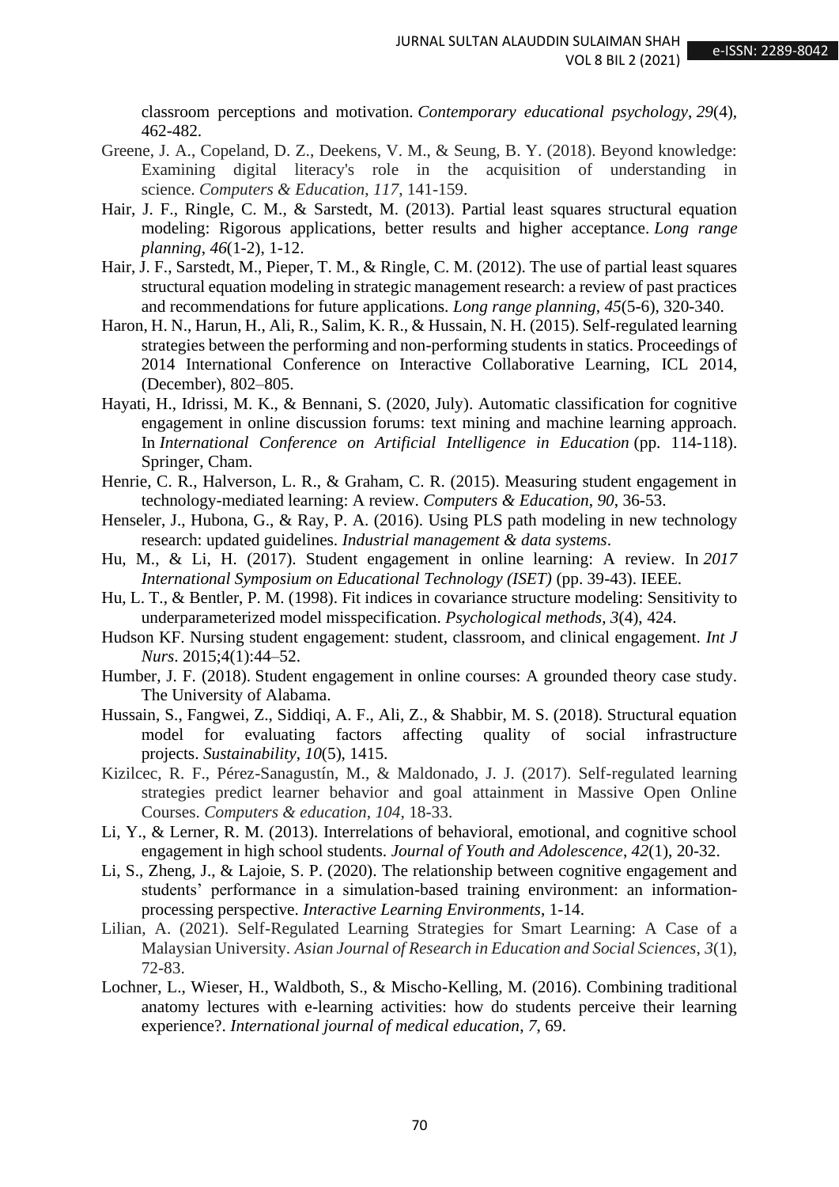classroom perceptions and motivation. *Contemporary educational psychology*, *29*(4), 462-482.

Greene, J. A., Copeland, D. Z., Deekens, V. M., & Seung, B. Y. (2018). Beyond knowledge: Examining digital literacy's role in the acquisition of understanding in science. *Computers & Education*, *117*, 141-159.

Hair, J. F., Ringle, C. M., & Sarstedt, M. (2013). Partial least squares structural equation modeling: Rigorous applications, better results and higher acceptance. *Long range planning*, *46*(1-2), 1-12.

Hair, J. F., Sarstedt, M., Pieper, T. M., & Ringle, C. M. (2012). The use of partial least squares structural equation modeling in strategic management research: a review of past practices and recommendations for future applications. *Long range planning*, *45*(5-6), 320-340.

Haron, H. N., Harun, H., Ali, R., Salim, K. R., & Hussain, N. H. (2015). Self-regulated learning strategies between the performing and non-performing students in statics. Proceedings of 2014 International Conference on Interactive Collaborative Learning, ICL 2014, (December), 802–805.

Hayati, H., Idrissi, M. K., & Bennani, S. (2020, July). Automatic classification for cognitive engagement in online discussion forums: text mining and machine learning approach. In *International Conference on Artificial Intelligence in Education* (pp. 114-118). Springer, Cham.

Henrie, C. R., Halverson, L. R., & Graham, C. R. (2015). Measuring student engagement in technology-mediated learning: A review. *Computers & Education*, *90*, 36-53.

Henseler, J., Hubona, G., & Ray, P. A. (2016). Using PLS path modeling in new technology research: updated guidelines. *Industrial management & data systems*.

Hu, M., & Li, H. (2017). Student engagement in online learning: A review. In *2017 International Symposium on Educational Technology (ISET)* (pp. 39-43). IEEE.

Hu, L. T., & Bentler, P. M. (1998). Fit indices in covariance structure modeling: Sensitivity to underparameterized model misspecification. *Psychological methods*, *3*(4), 424.

Hudson KF. Nursing student engagement: student, classroom, and clinical engagement. *Int J Nurs*. 2015;4(1):44–52.

Humber, J. F. (2018). Student engagement in online courses: A grounded theory case study. The University of Alabama.

Hussain, S., Fangwei, Z., Siddiqi, A. F., Ali, Z., & Shabbir, M. S. (2018). Structural equation model for evaluating factors affecting quality of social infrastructure projects. *Sustainability*, *10*(5), 1415.

Kizilcec, R. F., Pérez-Sanagustín, M., & Maldonado, J. J. (2017). Self-regulated learning strategies predict learner behavior and goal attainment in Massive Open Online Courses. *Computers & education*, *104*, 18-33.

Li, Y., & Lerner, R. M. (2013). Interrelations of behavioral, emotional, and cognitive school engagement in high school students. *Journal of Youth and Adolescence*, *42*(1), 20-32.

Li, S., Zheng, J., & Lajoie, S. P. (2020). The relationship between cognitive engagement and students' performance in a simulation-based training environment: an information-processing perspective. *Interactive Learning Environments*, 1-14.

Lilian, A. (2021). Self-Regulated Learning Strategies for Smart Learning: A Case of a Malaysian University. *Asian Journal of Research in Education and Social Sciences*, *3*(1), 72-83.

Lochner, L., Wieser, H., Waldboth, S., & Mischo-Kelling, M. (2016). Combining traditional anatomy lectures with e-learning activities: how do students perceive their learning experience?. *International journal of medical education*, *7*, 69.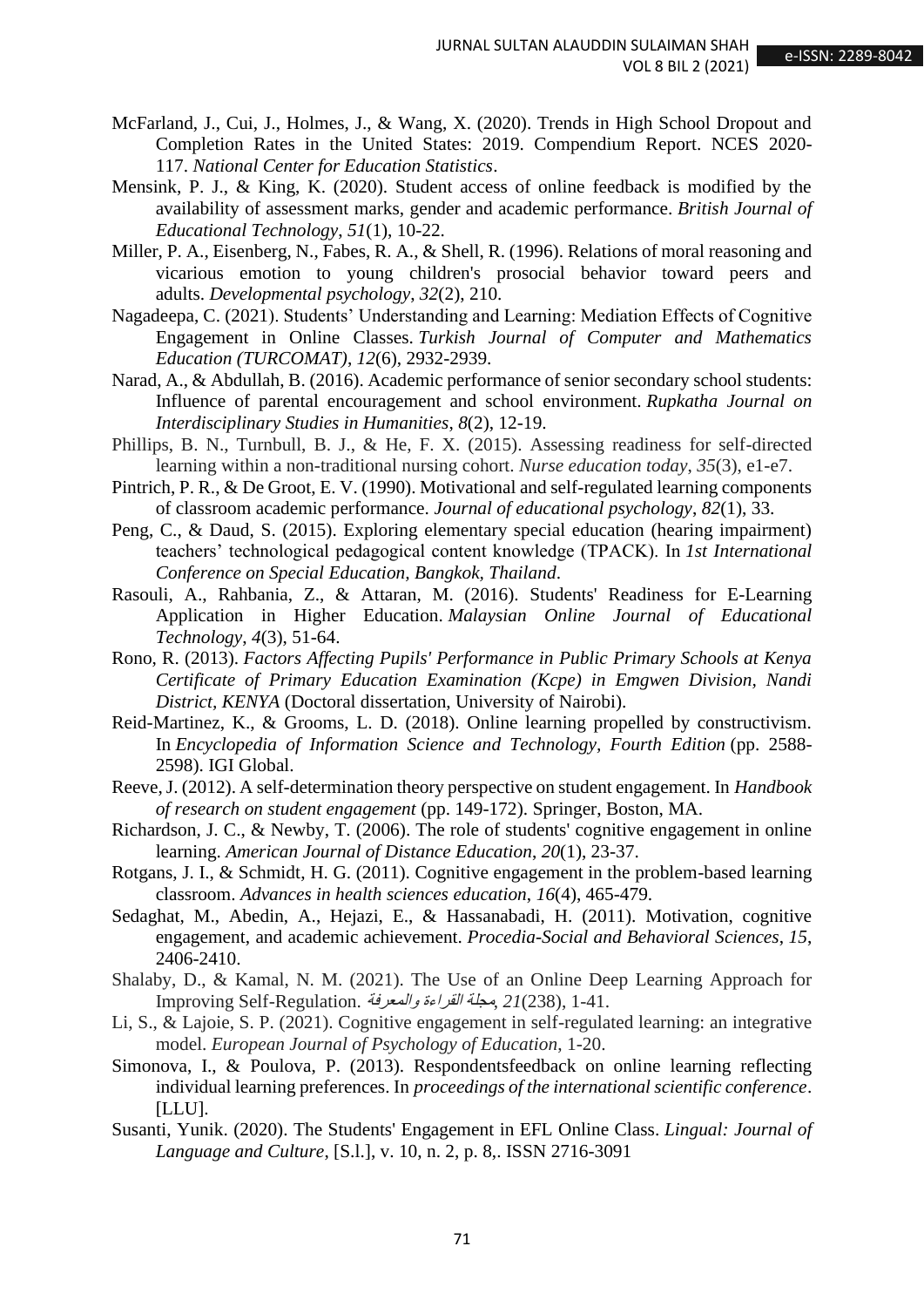McFarland, J., Cui, J., Holmes, J., & Wang, X. (2020). Trends in High School Dropout and Completion Rates in the United States: 2019. Compendium Report. NCES 2020-117. *National Center for Education Statistics*.

Mensink, P. J., & King, K. (2020). Student access of online feedback is modified by the availability of assessment marks, gender and academic performance. *British Journal of Educational Technology*, *51*(1), 10-22.

Miller, P. A., Eisenberg, N., Fabes, R. A., & Shell, R. (1996). Relations of moral reasoning and vicarious emotion to young children's prosocial behavior toward peers and adults. *Developmental psychology*, *32*(2), 210.

Nagadeepa, C. (2021). Students' Understanding and Learning: Mediation Effects of Cognitive Engagement in Online Classes. *Turkish Journal of Computer and Mathematics Education (TURCOMAT)*, *12*(6), 2932-2939.

Narad, A., & Abdullah, B. (2016). Academic performance of senior secondary school students: Influence of parental encouragement and school environment. *Rupkatha Journal on Interdisciplinary Studies in Humanities*, *8*(2), 12-19.

Phillips, B. N., Turnbull, B. J., & He, F. X. (2015). Assessing readiness for self-directed learning within a non-traditional nursing cohort. *Nurse education today*, *35*(3), e1-e7.

Pintrich, P. R., & De Groot, E. V. (1990). Motivational and self-regulated learning components of classroom academic performance. *Journal of educational psychology*, *82*(1), 33.

Peng, C., & Daud, S. (2015). Exploring elementary special education (hearing impairment) teachers' technological pedagogical content knowledge (TPACK). In *1st International Conference on Special Education, Bangkok, Thailand*.

Rasouli, A., Rahbania, Z., & Attaran, M. (2016). Students' Readiness for E-Learning Application in Higher Education. *Malaysian Online Journal of Educational Technology*, *4*(3), 51-64.

Rono, R. (2013). *Factors Affecting Pupils' Performance in Public Primary Schools at Kenya Certificate of Primary Education Examination (Kcpe) in Emgwen Division, Nandi District, KENYA* (Doctoral dissertation, University of Nairobi).

Reid-Martinez, K., & Grooms, L. D. (2018). Online learning propelled by constructivism. In *Encyclopedia of Information Science and Technology, Fourth Edition* (pp. 2588-2598). IGI Global.

Reeve, J. (2012). A self-determination theory perspective on student engagement. In *Handbook of research on student engagement* (pp. 149-172). Springer, Boston, MA.

Richardson, J. C., & Newby, T. (2006). The role of students' cognitive engagement in online learning. *American Journal of Distance Education*, *20*(1), 23-37.

Rotgans, J. I., & Schmidt, H. G. (2011). Cognitive engagement in the problem-based learning classroom. *Advances in health sciences education*, *16*(4), 465-479.

Sedaghat, M., Abedin, A., Hejazi, E., & Hassanabadi, H. (2011). Motivation, cognitive engagement, and academic achievement. *Procedia-Social and Behavioral Sciences*, *15*, 2406-2410.

Shalaby, D., & Kamal, N. M. (2021). The Use of an Online Deep Learning Approach for Improving Self-Regulation. *مجلة القراءة والمعرفة*, *21*(238), 1-41.

Li, S., & Lajoie, S. P. (2021). Cognitive engagement in self-regulated learning: an integrative model. *European Journal of Psychology of Education*, 1-20.

Simonova, I., & Poulova, P. (2013). Respondentsfeedback on online learning reflecting individual learning preferences. In *proceedings of the international scientific conference*. [LLU].

Susanti, Yunik. (2020). The Students' Engagement in EFL Online Class. *Lingual: Journal of Language and Culture*, [S.l.], v. 10, n. 2, p. 8,. ISSN 2716-3091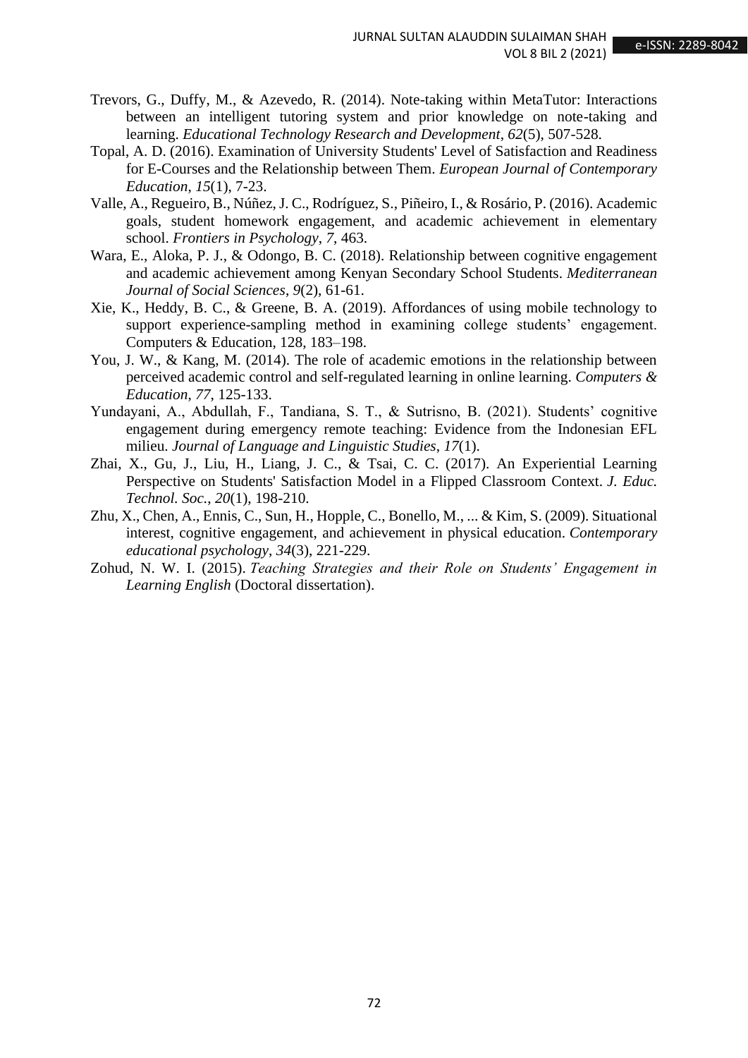Trevors, G., Duffy, M., & Azevedo, R. (2014). Note-taking within MetaTutor: Interactions between an intelligent tutoring system and prior knowledge on note-taking and learning. *Educational Technology Research and Development*, *62*(5), 507-528.

Topal, A. D. (2016). Examination of University Students' Level of Satisfaction and Readiness for E-Courses and the Relationship between Them. *European Journal of Contemporary Education*, *15*(1), 7-23.

Valle, A., Regueiro, B., Núñez, J. C., Rodríguez, S., Piñeiro, I., & Rosário, P. (2016). Academic goals, student homework engagement, and academic achievement in elementary school. *Frontiers in Psychology*, *7*, 463.

Wara, E., Aloka, P. J., & Odongo, B. C. (2018). Relationship between cognitive engagement and academic achievement among Kenyan Secondary School Students. *Mediterranean Journal of Social Sciences*, *9*(2), 61-61.

Xie, K., Heddy, B. C., & Greene, B. A. (2019). Affordances of using mobile technology to support experience-sampling method in examining college students' engagement. Computers & Education, 128, 183–198.

You, J. W., & Kang, M. (2014). The role of academic emotions in the relationship between perceived academic control and self-regulated learning in online learning. *Computers & Education*, *77*, 125-133.

Yundayani, A., Abdullah, F., Tandiana, S. T., & Sutrisno, B. (2021). Students' cognitive engagement during emergency remote teaching: Evidence from the Indonesian EFL milieu. *Journal of Language and Linguistic Studies*, *17*(1).

Zhai, X., Gu, J., Liu, H., Liang, J. C., & Tsai, C. C. (2017). An Experiential Learning Perspective on Students' Satisfaction Model in a Flipped Classroom Context. *J. Educ. Technol. Soc.*, *20*(1), 198-210.

Zhu, X., Chen, A., Ennis, C., Sun, H., Hopple, C., Bonello, M., ... & Kim, S. (2009). Situational interest, cognitive engagement, and achievement in physical education. *Contemporary educational psychology*, *34*(3), 221-229.

Zohud, N. W. I. (2015). *Teaching Strategies and their Role on Students' Engagement in Learning English* (Doctoral dissertation).